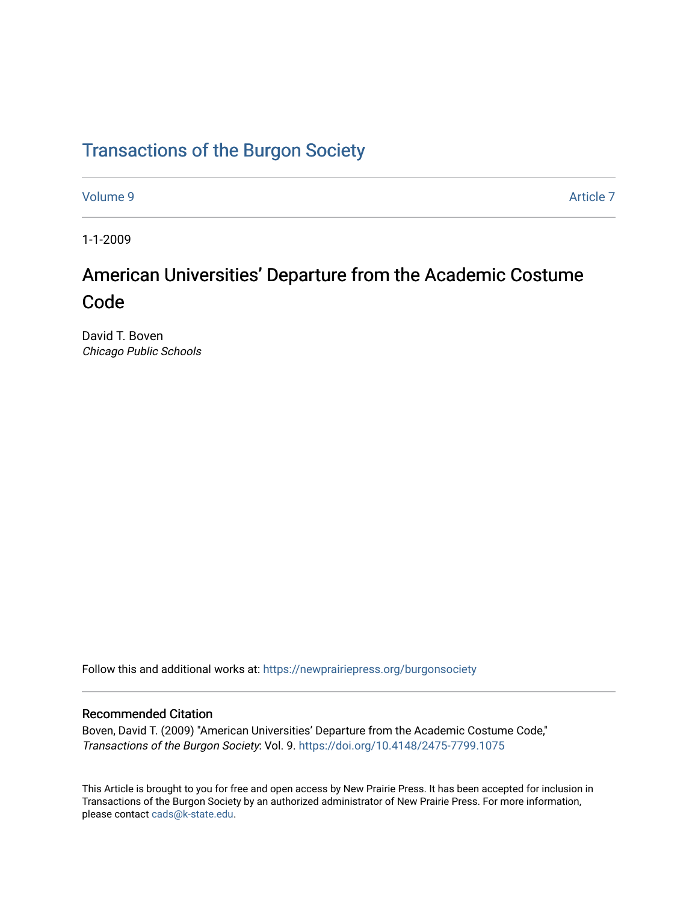# Transactions of the Burgon Society

Volume 9 | Article 7

1-1-2009

## American Universities' Departure from the Academic Costume Code

David T. Boven
*Chicago Public Schools*

Follow this and additional works at: https://newprairiepress.org/burgonsociety

### Recommended Citation

Boven, David T. (2009) "American Universities' Departure from the Academic Costume Code," *Transactions of the Burgon Society*: Vol. 9. https://doi.org/10.4148/2475-7799.1075

This Article is brought to you for free and open access by New Prairie Press. It has been accepted for inclusion in Transactions of the Burgon Society by an authorized administrator of New Prairie Press. For more information, please contact cads@k-state.edu.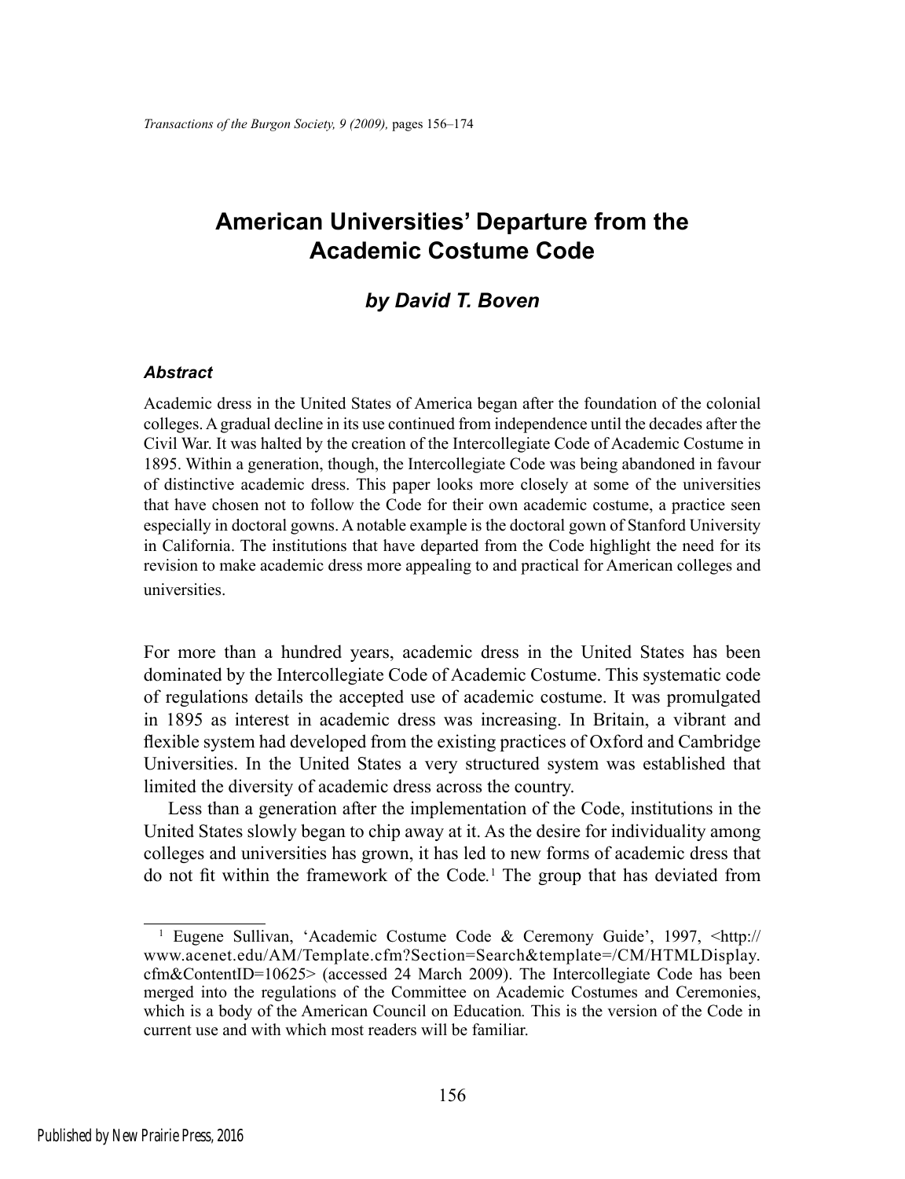# American Universities' Departure from the Academic Costume Code

### *by David T. Boven*

#### *Abstract*

Academic dress in the United States of America began after the foundation of the colonial colleges. A gradual decline in its use continued from independence until the decades after the Civil War. It was halted by the creation of the Intercollegiate Code of Academic Costume in 1895. Within a generation, though, the Intercollegiate Code was being abandoned in favour of distinctive academic dress. This paper looks more closely at some of the universities that have chosen not to follow the Code for their own academic costume, a practice seen especially in doctoral gowns. A notable example is the doctoral gown of Stanford University in California. The institutions that have departed from the Code highlight the need for its revision to make academic dress more appealing to and practical for American colleges and universities.

For more than a hundred years, academic dress in the United States has been dominated by the Intercollegiate Code of Academic Costume. This systematic code of regulations details the accepted use of academic costume. It was promulgated in 1895 as interest in academic dress was increasing. In Britain, a vibrant and flexible system had developed from the existing practices of Oxford and Cambridge Universities. In the United States a very structured system was established that limited the diversity of academic dress across the country.

Less than a generation after the implementation of the Code, institutions in the United States slowly began to chip away at it. As the desire for individuality among colleges and universities has grown, it has led to new forms of academic dress that do not fit within the framework of the Code.[1] The group that has deviated from

[1] Eugene Sullivan, 'Academic Costume Code & Ceremony Guide', 1997, <http://www.acenet.edu/AM/Template.cfm?Section=Search&template=/CM/HTMLDisplay.cfm&ContentID=10625> (accessed 24 March 2009). The Intercollegiate Code has been merged into the regulations of the Committee on Academic Costumes and Ceremonies, which is a body of the American Council on Education. This is the version of the Code in current use and with which most readers will be familiar.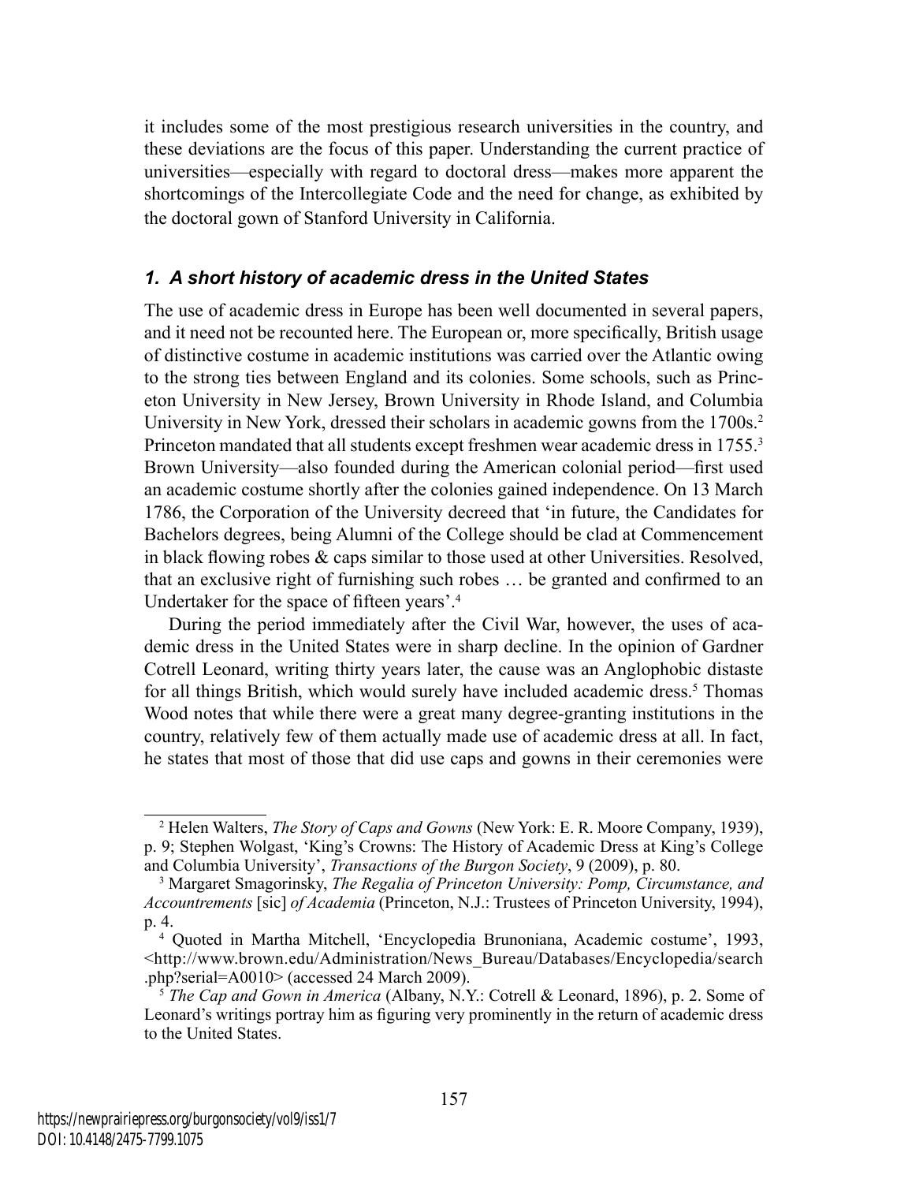it includes some of the most prestigious research universities in the country, and these deviations are the focus of this paper. Understanding the current practice of universities—especially with regard to doctoral dress—makes more apparent the shortcomings of the Intercollegiate Code and the need for change, as exhibited by the doctoral gown of Stanford University in California.

### *1. A short history of academic dress in the United States*

The use of academic dress in Europe has been well documented in several papers, and it need not be recounted here. The European or, more specifically, British usage of distinctive costume in academic institutions was carried over the Atlantic owing to the strong ties between England and its colonies. Some schools, such as Princeton University in New Jersey, Brown University in Rhode Island, and Columbia University in New York, dressed their scholars in academic gowns from the 1700s.[2] Princeton mandated that all students except freshmen wear academic dress in 1755.[3] Brown University—also founded during the American colonial period—first used an academic costume shortly after the colonies gained independence. On 13 March 1786, the Corporation of the University decreed that 'in future, the Candidates for Bachelors degrees, being Alumni of the College should be clad at Commencement in black flowing robes & caps similar to those used at other Universities. Resolved, that an exclusive right of furnishing such robes … be granted and confirmed to an Undertaker for the space of fifteen years'.[4]

During the period immediately after the Civil War, however, the uses of academic dress in the United States were in sharp decline. In the opinion of Gardner Cotrell Leonard, writing thirty years later, the cause was an Anglophobic distaste for all things British, which would surely have included academic dress.[5] Thomas Wood notes that while there were a great many degree-granting institutions in the country, relatively few of them actually made use of academic dress at all. In fact, he states that most of those that did use caps and gowns in their ceremonies were

---

[2] Helen Walters, *The Story of Caps and Gowns* (New York: E. R. Moore Company, 1939), p. 9; Stephen Wolgast, 'King's Crowns: The History of Academic Dress at King's College and Columbia University', *Transactions of the Burgon Society*, 9 (2009), p. 80.

[3] Margaret Smagorinsky, *The Regalia of Princeton University: Pomp, Circumstance, and Accountrements* [sic] *of Academia* (Princeton, N.J.: Trustees of Princeton University, 1994), p. 4.

[4] Quoted in Martha Mitchell, 'Encyclopedia Brunoniana, Academic costume', 1993, <http://www.brown.edu/Administration/News_Bureau/Databases/Encyclopedia/search.php?serial=A0010> (accessed 24 March 2009).

[5] *The Cap and Gown in America* (Albany, N.Y.: Cotrell & Leonard, 1896), p. 2. Some of Leonard's writings portray him as figuring very prominently in the return of academic dress to the United States.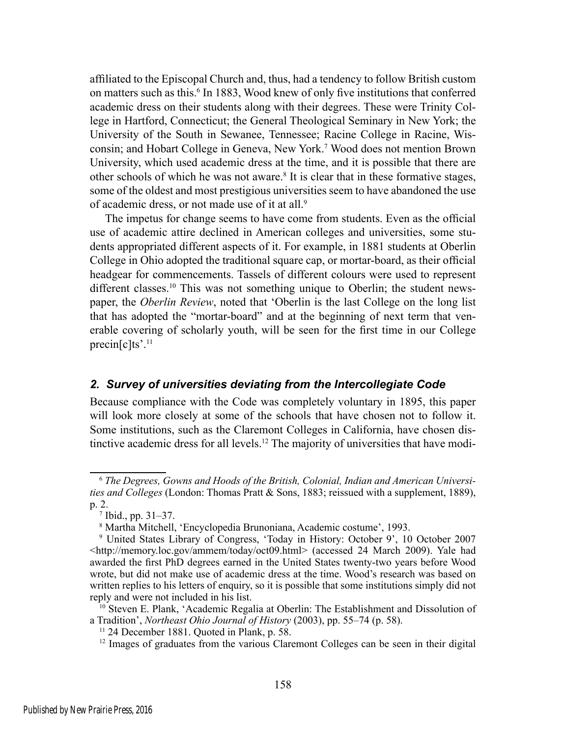affiliated to the Episcopal Church and, thus, had a tendency to follow British custom on matters such as this.[6] In 1883, Wood knew of only five institutions that conferred academic dress on their students along with their degrees. These were Trinity College in Hartford, Connecticut; the General Theological Seminary in New York; the University of the South in Sewanee, Tennessee; Racine College in Racine, Wisconsin; and Hobart College in Geneva, New York.[7] Wood does not mention Brown University, which used academic dress at the time, and it is possible that there are other schools of which he was not aware.[8] It is clear that in these formative stages, some of the oldest and most prestigious universities seem to have abandoned the use of academic dress, or not made use of it at all.[9]

The impetus for change seems to have come from students. Even as the official use of academic attire declined in American colleges and universities, some students appropriated different aspects of it. For example, in 1881 students at Oberlin College in Ohio adopted the traditional square cap, or mortar-board, as their official headgear for commencements. Tassels of different colours were used to represent different classes.[10] This was not something unique to Oberlin; the student newspaper, the *Oberlin Review*, noted that 'Oberlin is the last College on the long list that has adopted the "mortar-board" and at the beginning of next term that venerable covering of scholarly youth, will be seen for the first time in our College precin[c]ts'.[11]

## *2. Survey of universities deviating from the Intercollegiate Code*

Because compliance with the Code was completely voluntary in 1895, this paper will look more closely at some of the schools that have chosen not to follow it. Some institutions, such as the Claremont Colleges in California, have chosen distinctive academic dress for all levels.[12] The majority of universities that have modi-

---

[6] *The Degrees, Gowns and Hoods of the British, Colonial, Indian and American Universities and Colleges* (London: Thomas Pratt & Sons, 1883; reissued with a supplement, 1889), p. 2.

[7] Ibid., pp. 31–37.

[8] Martha Mitchell, 'Encyclopedia Brunoniana, Academic costume', 1993.

[9] United States Library of Congress, 'Today in History: October 9', 10 October 2007 <http://memory.loc.gov/ammem/today/oct09.html> (accessed 24 March 2009). Yale had awarded the first PhD degrees earned in the United States twenty-two years before Wood wrote, but did not make use of academic dress at the time. Wood's research was based on written replies to his letters of enquiry, so it is possible that some institutions simply did not reply and were not included in his list.

[10] Steven E. Plank, 'Academic Regalia at Oberlin: The Establishment and Dissolution of a Tradition', *Northeast Ohio Journal of History* (2003), pp. 55–74 (p. 58).

[11] 24 December 1881. Quoted in Plank, p. 58.

[12] Images of graduates from the various Claremont Colleges can be seen in their digital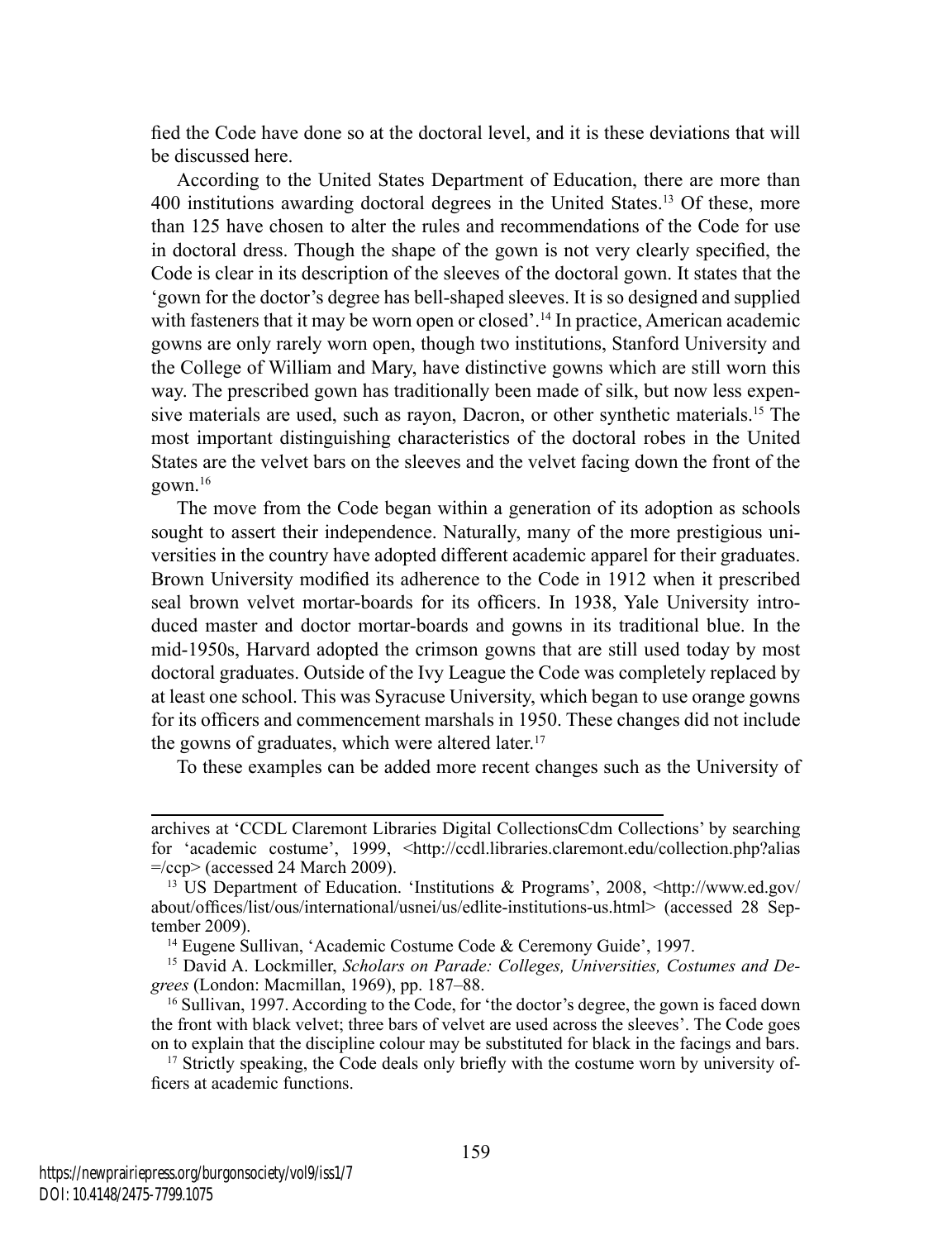fied the Code have done so at the doctoral level, and it is these deviations that will be discussed here.

According to the United States Department of Education, there are more than 400 institutions awarding doctoral degrees in the United States.[13] Of these, more than 125 have chosen to alter the rules and recommendations of the Code for use in doctoral dress. Though the shape of the gown is not very clearly specified, the Code is clear in its description of the sleeves of the doctoral gown. It states that the 'gown for the doctor's degree has bell-shaped sleeves. It is so designed and supplied with fasteners that it may be worn open or closed'.[14] In practice, American academic gowns are only rarely worn open, though two institutions, Stanford University and the College of William and Mary, have distinctive gowns which are still worn this way. The prescribed gown has traditionally been made of silk, but now less expensive materials are used, such as rayon, Dacron, or other synthetic materials.[15] The most important distinguishing characteristics of the doctoral robes in the United States are the velvet bars on the sleeves and the velvet facing down the front of the gown.[16]

The move from the Code began within a generation of its adoption as schools sought to assert their independence. Naturally, many of the more prestigious universities in the country have adopted different academic apparel for their graduates. Brown University modified its adherence to the Code in 1912 when it prescribed seal brown velvet mortar-boards for its officers. In 1938, Yale University introduced master and doctor mortar-boards and gowns in its traditional blue. In the mid-1950s, Harvard adopted the crimson gowns that are still used today by most doctoral graduates. Outside of the Ivy League the Code was completely replaced by at least one school. This was Syracuse University, which began to use orange gowns for its officers and commencement marshals in 1950. These changes did not include the gowns of graduates, which were altered later.[17]

To these examples can be added more recent changes such as the University of

---

archives at 'CCDL Claremont Libraries Digital CollectionsCdm Collections' by searching for 'academic costume', 1999, <http://ccdl.libraries.claremont.edu/collection.php?alias=/ccp> (accessed 24 March 2009).

[13] US Department of Education. 'Institutions & Programs', 2008, <http://www.ed.gov/about/offices/list/ous/international/usnei/us/edlite-institutions-us.html> (accessed 28 September 2009).

[14] Eugene Sullivan, 'Academic Costume Code & Ceremony Guide', 1997.

[15] David A. Lockmiller, *Scholars on Parade: Colleges, Universities, Costumes and Degrees* (London: Macmillan, 1969), pp. 187–88.

[16] Sullivan, 1997. According to the Code, for 'the doctor's degree, the gown is faced down the front with black velvet; three bars of velvet are used across the sleeves'. The Code goes on to explain that the discipline colour may be substituted for black in the facings and bars.

[17] Strictly speaking, the Code deals only briefly with the costume worn by university officers at academic functions.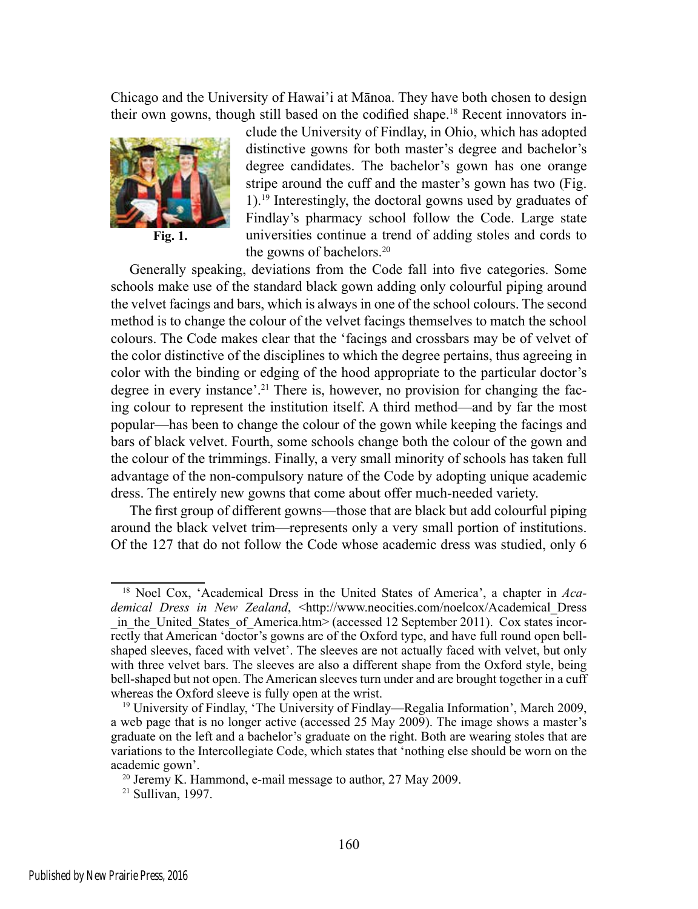Chicago and the University of Hawai'i at Mānoa. They have both chosen to design their own gowns, though still based on the codified shape.[18] Recent innovators include the University of Findlay, in Ohio, which has adopted distinctive gowns for both master's degree and bachelor's degree candidates. The bachelor's gown has one orange stripe around the cuff and the master's gown has two (Fig. 1).[19] Interestingly, the doctoral gowns used by graduates of Findlay's pharmacy school follow the Code. Large state universities continue a trend of adding stoles and cords to the gowns of bachelors.[20]

**Fig. 1.**

Generally speaking, deviations from the Code fall into five categories. Some schools make use of the standard black gown adding only colourful piping around the velvet facings and bars, which is always in one of the school colours. The second method is to change the colour of the velvet facings themselves to match the school colours. The Code makes clear that the 'facings and crossbars may be of velvet of the color distinctive of the disciplines to which the degree pertains, thus agreeing in color with the binding or edging of the hood appropriate to the particular doctor's degree in every instance'.[21] There is, however, no provision for changing the facing colour to represent the institution itself. A third method—and by far the most popular—has been to change the colour of the gown while keeping the facings and bars of black velvet. Fourth, some schools change both the colour of the gown and the colour of the trimmings. Finally, a very small minority of schools has taken full advantage of the non-compulsory nature of the Code by adopting unique academic dress. The entirely new gowns that come about offer much-needed variety.

The first group of different gowns—those that are black but add colourful piping around the black velvet trim—represents only a very small portion of institutions. Of the 127 that do not follow the Code whose academic dress was studied, only 6

---

[18] Noel Cox, 'Academical Dress in the United States of America', a chapter in *Academical Dress in New Zealand*, <http://www.neocities.com/noelcox/Academical_Dress_in_the_United_States_of_America.htm> (accessed 12 September 2011). Cox states incorrectly that American 'doctor's gowns are of the Oxford type, and have full round open bell-shaped sleeves, faced with velvet'. The sleeves are not actually faced with velvet, but only with three velvet bars. The sleeves are also a different shape from the Oxford style, being bell-shaped but not open. The American sleeves turn under and are brought together in a cuff whereas the Oxford sleeve is fully open at the wrist.

[19] University of Findlay, 'The University of Findlay—Regalia Information', March 2009, a web page that is no longer active (accessed 25 May 2009). The image shows a master's graduate on the left and a bachelor's graduate on the right. Both are wearing stoles that are variations to the Intercollegiate Code, which states that 'nothing else should be worn on the academic gown'.

[20] Jeremy K. Hammond, e-mail message to author, 27 May 2009.

[21] Sullivan, 1997.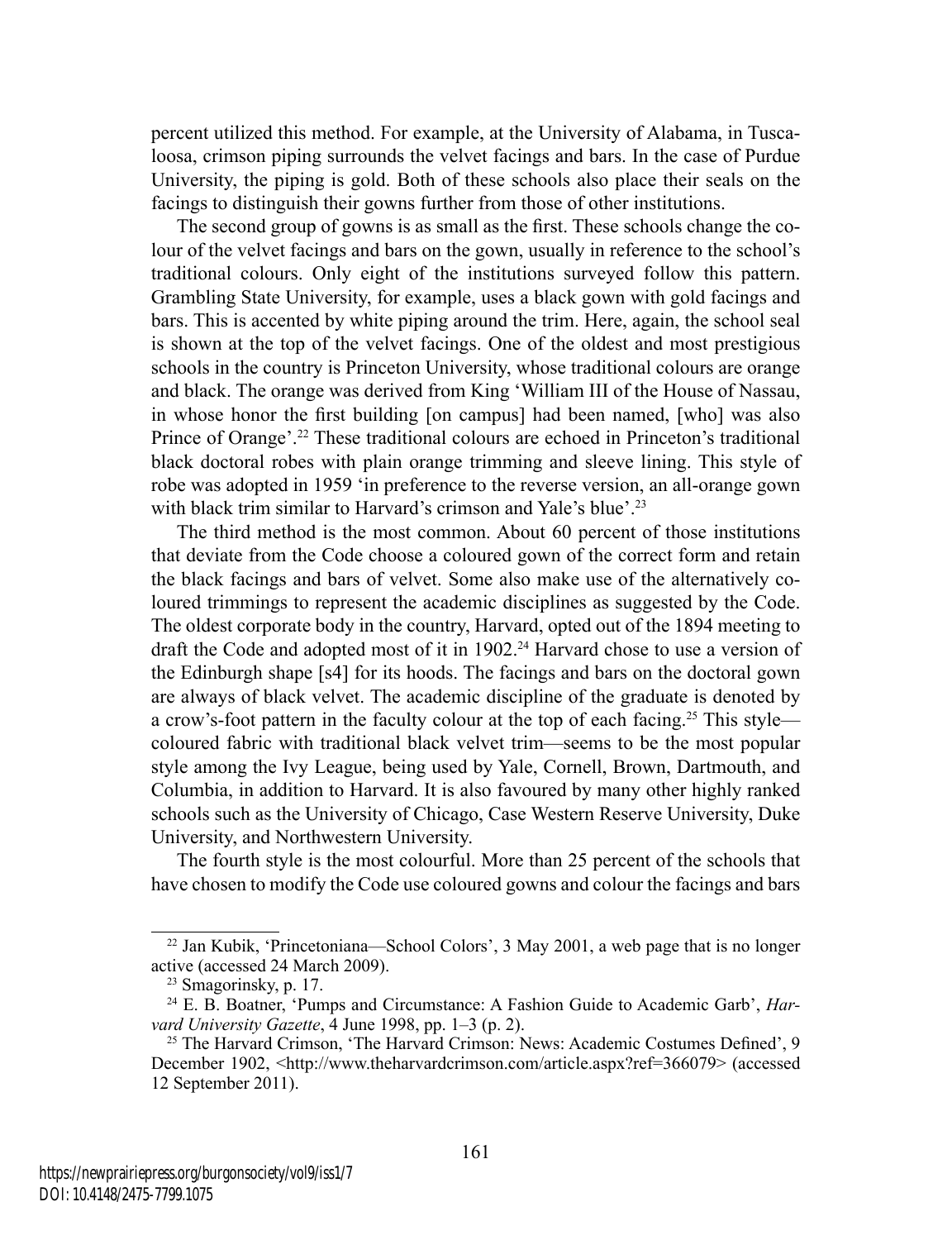percent utilized this method. For example, at the University of Alabama, in Tuscaloosa, crimson piping surrounds the velvet facings and bars. In the case of Purdue University, the piping is gold. Both of these schools also place their seals on the facings to distinguish their gowns further from those of other institutions.

The second group of gowns is as small as the first. These schools change the colour of the velvet facings and bars on the gown, usually in reference to the school's traditional colours. Only eight of the institutions surveyed follow this pattern. Grambling State University, for example, uses a black gown with gold facings and bars. This is accented by white piping around the trim. Here, again, the school seal is shown at the top of the velvet facings. One of the oldest and most prestigious schools in the country is Princeton University, whose traditional colours are orange and black. The orange was derived from King 'William III of the House of Nassau, in whose honor the first building [on campus] had been named, [who] was also Prince of Orange'.[22] These traditional colours are echoed in Princeton's traditional black doctoral robes with plain orange trimming and sleeve lining. This style of robe was adopted in 1959 'in preference to the reverse version, an all-orange gown with black trim similar to Harvard's crimson and Yale's blue'.[23]

The third method is the most common. About 60 percent of those institutions that deviate from the Code choose a coloured gown of the correct form and retain the black facings and bars of velvet. Some also make use of the alternatively coloured trimmings to represent the academic disciplines as suggested by the Code. The oldest corporate body in the country, Harvard, opted out of the 1894 meeting to draft the Code and adopted most of it in 1902.[24] Harvard chose to use a version of the Edinburgh shape [s4] for its hoods. The facings and bars on the doctoral gown are always of black velvet. The academic discipline of the graduate is denoted by a crow's-foot pattern in the faculty colour at the top of each facing.[25] This style—coloured fabric with traditional black velvet trim—seems to be the most popular style among the Ivy League, being used by Yale, Cornell, Brown, Dartmouth, and Columbia, in addition to Harvard. It is also favoured by many other highly ranked schools such as the University of Chicago, Case Western Reserve University, Duke University, and Northwestern University.

The fourth style is the most colourful. More than 25 percent of the schools that have chosen to modify the Code use coloured gowns and colour the facings and bars

---

[22] Jan Kubik, 'Princetoniana—School Colors', 3 May 2001, a web page that is no longer active (accessed 24 March 2009).

[23] Smagorinsky, p. 17.

[24] E. B. Boatner, 'Pumps and Circumstance: A Fashion Guide to Academic Garb', *Harvard University Gazette*, 4 June 1998, pp. 1–3 (p. 2).

[25] The Harvard Crimson, 'The Harvard Crimson: News: Academic Costumes Defined', 9 December 1902, <http://www.theharvardcrimson.com/article.aspx?ref=366079> (accessed 12 September 2011).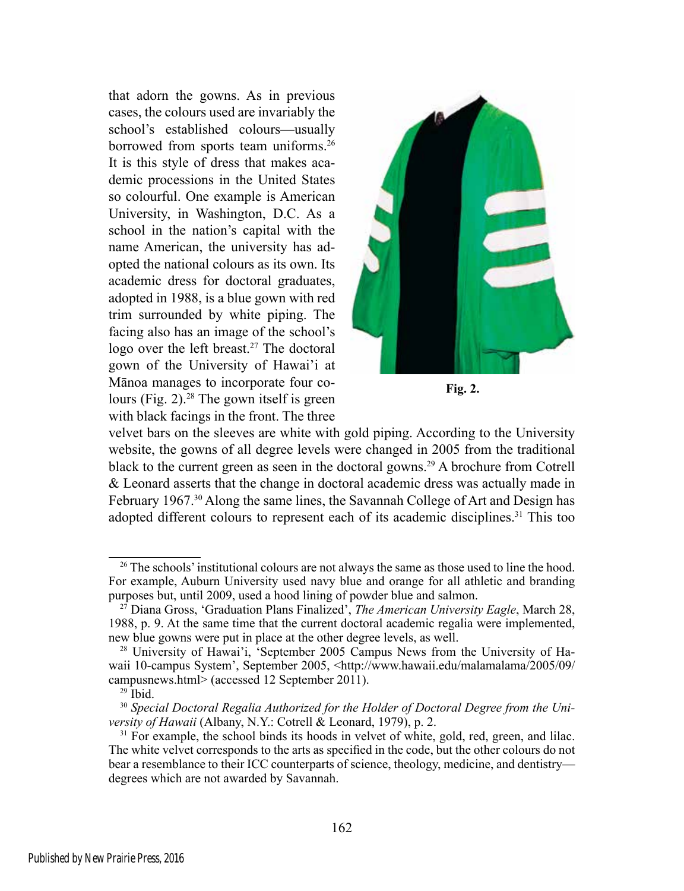that adorn the gowns. As in previous cases, the colours used are invariably the school's established colours—usually borrowed from sports team uniforms.[26] It is this style of dress that makes academic processions in the United States so colourful. One example is American University, in Washington, D.C. As a school in the nation's capital with the name American, the university has adopted the national colours as its own. Its academic dress for doctoral graduates, adopted in 1988, is a blue gown with red trim surrounded by white piping. The facing also has an image of the school's logo over the left breast.[27] The doctoral gown of the University of Hawai'i at Mānoa manages to incorporate four colours (Fig. 2).[28] The gown itself is green with black facings in the front. The three velvet bars on the sleeves are white with gold piping. According to the University website, the gowns of all degree levels were changed in 2005 from the traditional black to the current green as seen in the doctoral gowns.[29] A brochure from Cotrell & Leonard asserts that the change in doctoral academic dress was actually made in February 1967.[30] Along the same lines, the Savannah College of Art and Design has adopted different colours to represent each of its academic disciplines.[31] This too

**Fig. 2.**

---

[26] The schools' institutional colours are not always the same as those used to line the hood. For example, Auburn University used navy blue and orange for all athletic and branding purposes but, until 2009, used a hood lining of powder blue and salmon.

[27] Diana Gross, 'Graduation Plans Finalized', *The American University Eagle*, March 28, 1988, p. 9. At the same time that the current doctoral academic regalia were implemented, new blue gowns were put in place at the other degree levels, as well.

[28] University of Hawai'i, 'September 2005 Campus News from the University of Hawaii 10-campus System', September 2005, <http://www.hawaii.edu/malamalama/2005/09/campusnews.html> (accessed 12 September 2011).

[29] Ibid.

[30] *Special Doctoral Regalia Authorized for the Holder of Doctoral Degree from the University of Hawaii* (Albany, N.Y.: Cotrell & Leonard, 1979), p. 2.

[31] For example, the school binds its hoods in velvet of white, gold, red, green, and lilac. The white velvet corresponds to the arts as specified in the code, but the other colours do not bear a resemblance to their ICC counterparts of science, theology, medicine, and dentistry—degrees which are not awarded by Savannah.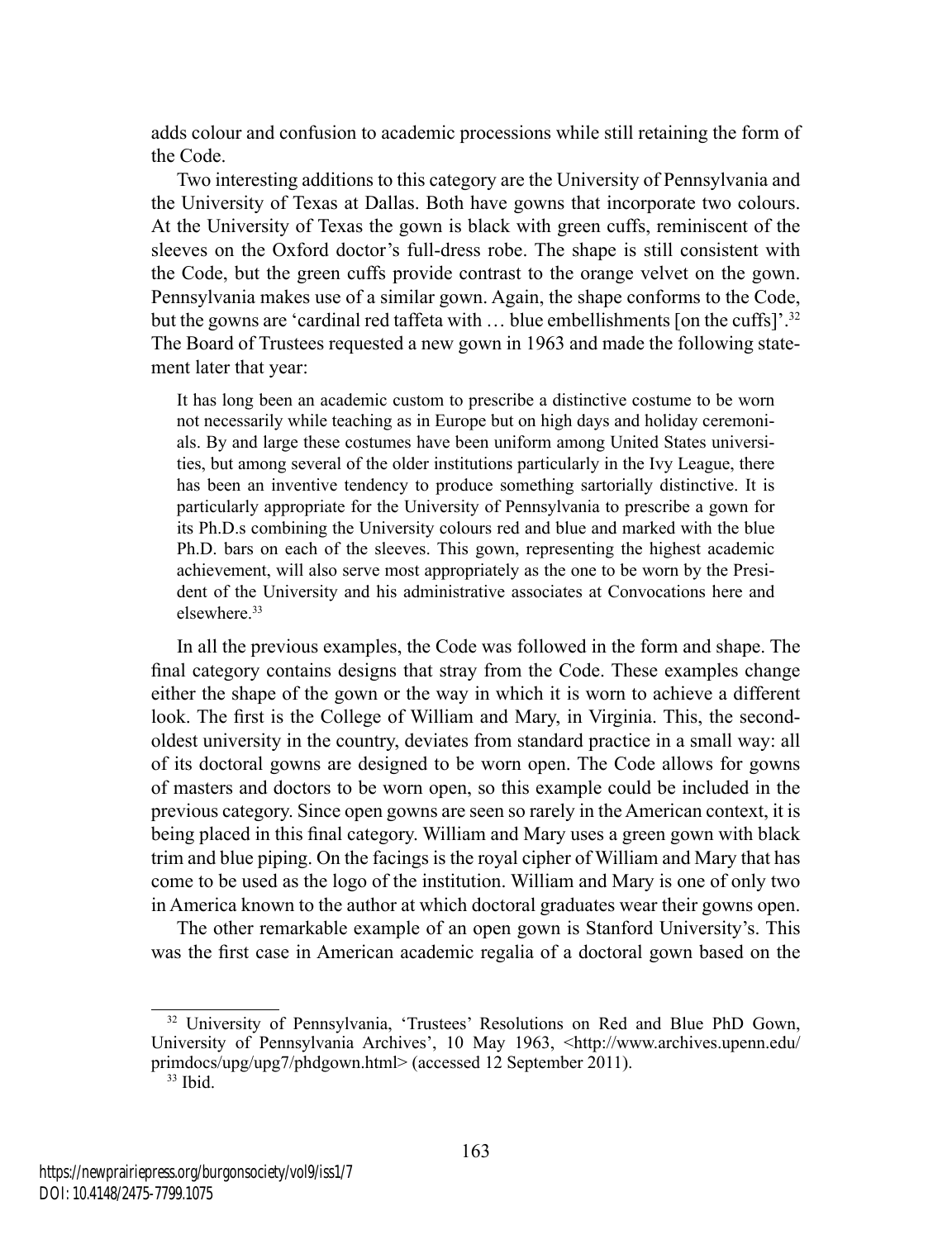adds colour and confusion to academic processions while still retaining the form of the Code.

Two interesting additions to this category are the University of Pennsylvania and the University of Texas at Dallas. Both have gowns that incorporate two colours. At the University of Texas the gown is black with green cuffs, reminiscent of the sleeves on the Oxford doctor's full-dress robe. The shape is still consistent with the Code, but the green cuffs provide contrast to the orange velvet on the gown. Pennsylvania makes use of a similar gown. Again, the shape conforms to the Code, but the gowns are 'cardinal red taffeta with … blue embellishments [on the cuffs]'.[32] The Board of Trustees requested a new gown in 1963 and made the following statement later that year:

> It has long been an academic custom to prescribe a distinctive costume to be worn not necessarily while teaching as in Europe but on high days and holiday ceremonials. By and large these costumes have been uniform among United States universities, but among several of the older institutions particularly in the Ivy League, there has been an inventive tendency to produce something sartorially distinctive. It is particularly appropriate for the University of Pennsylvania to prescribe a gown for its Ph.D.s combining the University colours red and blue and marked with the blue Ph.D. bars on each of the sleeves. This gown, representing the highest academic achievement, will also serve most appropriately as the one to be worn by the President of the University and his administrative associates at Convocations here and elsewhere.[33]

In all the previous examples, the Code was followed in the form and shape. The final category contains designs that stray from the Code. These examples change either the shape of the gown or the way in which it is worn to achieve a different look. The first is the College of William and Mary, in Virginia. This, the second-oldest university in the country, deviates from standard practice in a small way: all of its doctoral gowns are designed to be worn open. The Code allows for gowns of masters and doctors to be worn open, so this example could be included in the previous category. Since open gowns are seen so rarely in the American context, it is being placed in this final category. William and Mary uses a green gown with black trim and blue piping. On the facings is the royal cipher of William and Mary that has come to be used as the logo of the institution. William and Mary is one of only two in America known to the author at which doctoral graduates wear their gowns open.

The other remarkable example of an open gown is Stanford University's. This was the first case in American academic regalia of a doctoral gown based on the

---

[32] University of Pennsylvania, 'Trustees' Resolutions on Red and Blue PhD Gown, University of Pennsylvania Archives', 10 May 1963, <http://www.archives.upenn.edu/primdocs/upg/upg7/phdgown.html> (accessed 12 September 2011).

[33] Ibid.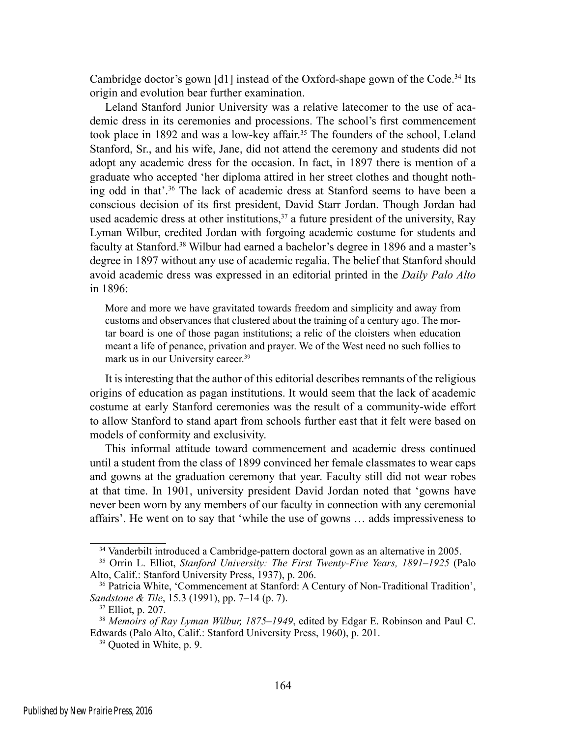Cambridge doctor's gown [d1] instead of the Oxford-shape gown of the Code.[34] Its origin and evolution bear further examination.

Leland Stanford Junior University was a relative latecomer to the use of academic dress in its ceremonies and processions. The school's first commencement took place in 1892 and was a low-key affair.[35] The founders of the school, Leland Stanford, Sr., and his wife, Jane, did not attend the ceremony and students did not adopt any academic dress for the occasion. In fact, in 1897 there is mention of a graduate who accepted 'her diploma attired in her street clothes and thought nothing odd in that'.[36] The lack of academic dress at Stanford seems to have been a conscious decision of its first president, David Starr Jordan. Though Jordan had used academic dress at other institutions,[37] a future president of the university, Ray Lyman Wilbur, credited Jordan with forgoing academic costume for students and faculty at Stanford.[38] Wilbur had earned a bachelor's degree in 1896 and a master's degree in 1897 without any use of academic regalia. The belief that Stanford should avoid academic dress was expressed in an editorial printed in the *Daily Palo Alto* in 1896:

> More and more we have gravitated towards freedom and simplicity and away from customs and observances that clustered about the training of a century ago. The mortar board is one of those pagan institutions; a relic of the cloisters when education meant a life of penance, privation and prayer. We of the West need no such follies to mark us in our University career.[39]

It is interesting that the author of this editorial describes remnants of the religious origins of education as pagan institutions. It would seem that the lack of academic costume at early Stanford ceremonies was the result of a community-wide effort to allow Stanford to stand apart from schools further east that it felt were based on models of conformity and exclusivity.

This informal attitude toward commencement and academic dress continued until a student from the class of 1899 convinced her female classmates to wear caps and gowns at the graduation ceremony that year. Faculty still did not wear robes at that time. In 1901, university president David Jordan noted that 'gowns have never been worn by any members of our faculty in connection with any ceremonial affairs'. He went on to say that 'while the use of gowns … adds impressiveness to

---

[34] Vanderbilt introduced a Cambridge-pattern doctoral gown as an alternative in 2005.

[35] Orrin L. Elliot, *Stanford University: The First Twenty-Five Years, 1891–1925* (Palo Alto, Calif.: Stanford University Press, 1937), p. 206.

[36] Patricia White, 'Commencement at Stanford: A Century of Non-Traditional Tradition', *Sandstone & Tile*, 15.3 (1991), pp. 7–14 (p. 7).

[37] Elliot, p. 207.

[38] *Memoirs of Ray Lyman Wilbur, 1875–1949*, edited by Edgar E. Robinson and Paul C. Edwards (Palo Alto, Calif.: Stanford University Press, 1960), p. 201.

[39] Quoted in White, p. 9.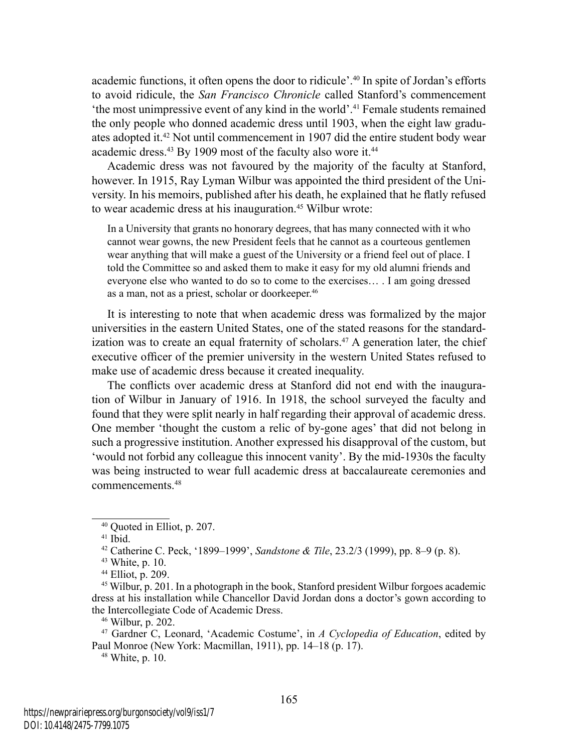academic functions, it often opens the door to ridicule'.[40] In spite of Jordan's efforts to avoid ridicule, the *San Francisco Chronicle* called Stanford's commencement 'the most unimpressive event of any kind in the world'.[41] Female students remained the only people who donned academic dress until 1903, when the eight law graduates adopted it.[42] Not until commencement in 1907 did the entire student body wear academic dress.[43] By 1909 most of the faculty also wore it.[44]

Academic dress was not favoured by the majority of the faculty at Stanford, however. In 1915, Ray Lyman Wilbur was appointed the third president of the University. In his memoirs, published after his death, he explained that he flatly refused to wear academic dress at his inauguration.[45] Wilbur wrote:

> In a University that grants no honorary degrees, that has many connected with it who cannot wear gowns, the new President feels that he cannot as a courteous gentlemen wear anything that will make a guest of the University or a friend feel out of place. I told the Committee so and asked them to make it easy for my old alumni friends and everyone else who wanted to do so to come to the exercises… . I am going dressed as a man, not as a priest, scholar or doorkeeper.[46]

It is interesting to note that when academic dress was formalized by the major universities in the eastern United States, one of the stated reasons for the standardization was to create an equal fraternity of scholars.[47] A generation later, the chief executive officer of the premier university in the western United States refused to make use of academic dress because it created inequality.

The conflicts over academic dress at Stanford did not end with the inauguration of Wilbur in January of 1916. In 1918, the school surveyed the faculty and found that they were split nearly in half regarding their approval of academic dress. One member 'thought the custom a relic of by-gone ages' that did not belong in such a progressive institution. Another expressed his disapproval of the custom, but 'would not forbid any colleague this innocent vanity'. By the mid-1930s the faculty was being instructed to wear full academic dress at baccalaureate ceremonies and commencements.[48]

---

[40] Quoted in Elliot, p. 207.

[41] Ibid.

[42] Catherine C. Peck, '1899–1999', *Sandstone & Tile*, 23.2/3 (1999), pp. 8–9 (p. 8).

[43] White, p. 10.

[44] Elliot, p. 209.

[45] Wilbur, p. 201. In a photograph in the book, Stanford president Wilbur forgoes academic dress at his installation while Chancellor David Jordan dons a doctor's gown according to the Intercollegiate Code of Academic Dress.

[46] Wilbur, p. 202.

[47] Gardner C, Leonard, 'Academic Costume', in *A Cyclopedia of Education*, edited by Paul Monroe (New York: Macmillan, 1911), pp. 14–18 (p. 17).

[48] White, p. 10.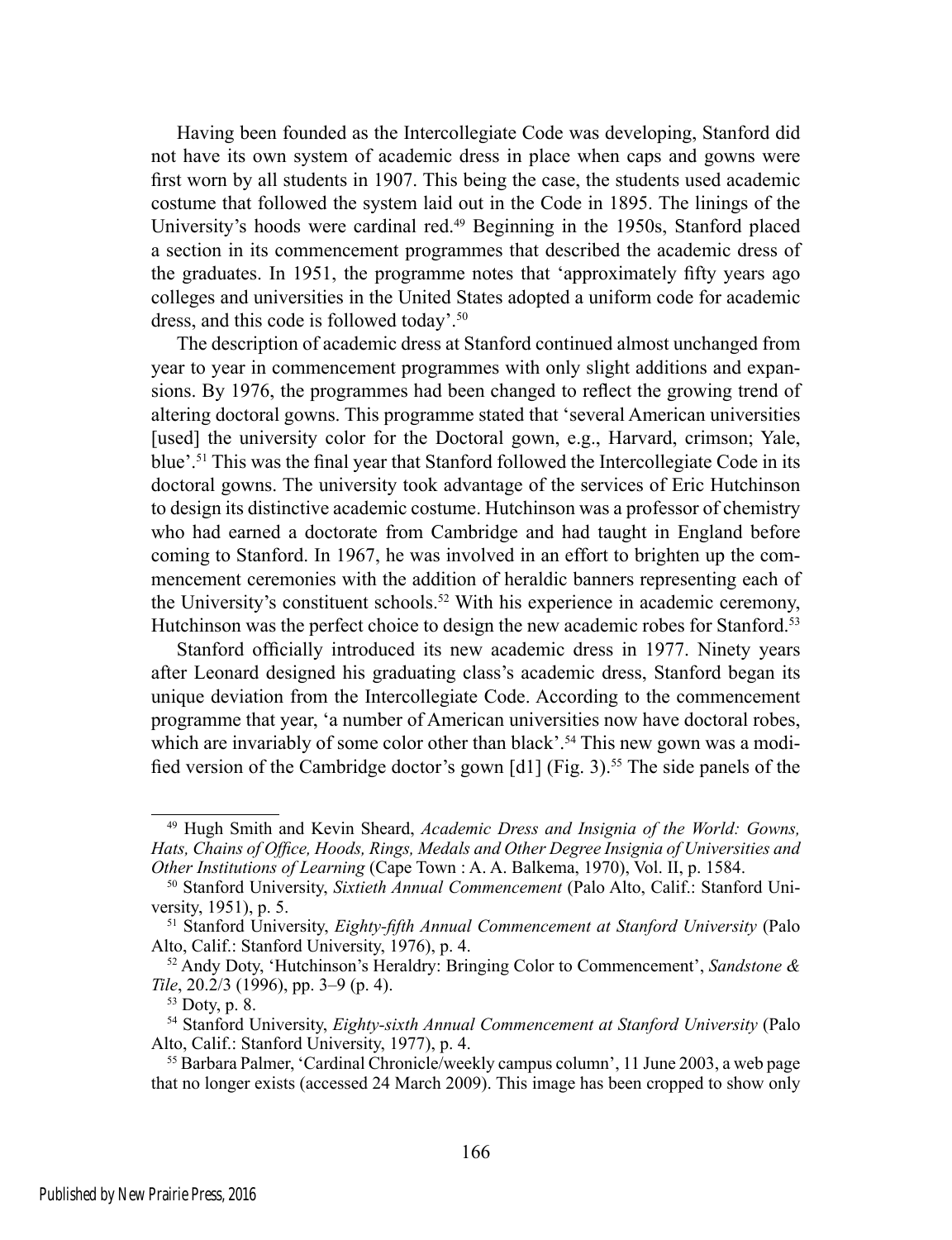Having been founded as the Intercollegiate Code was developing, Stanford did not have its own system of academic dress in place when caps and gowns were first worn by all students in 1907. This being the case, the students used academic costume that followed the system laid out in the Code in 1895. The linings of the University's hoods were cardinal red.[49] Beginning in the 1950s, Stanford placed a section in its commencement programmes that described the academic dress of the graduates. In 1951, the programme notes that 'approximately fifty years ago colleges and universities in the United States adopted a uniform code for academic dress, and this code is followed today'.[50]

The description of academic dress at Stanford continued almost unchanged from year to year in commencement programmes with only slight additions and expansions. By 1976, the programmes had been changed to reflect the growing trend of altering doctoral gowns. This programme stated that 'several American universities [used] the university color for the Doctoral gown, e.g., Harvard, crimson; Yale, blue'.[51] This was the final year that Stanford followed the Intercollegiate Code in its doctoral gowns. The university took advantage of the services of Eric Hutchinson to design its distinctive academic costume. Hutchinson was a professor of chemistry who had earned a doctorate from Cambridge and had taught in England before coming to Stanford. In 1967, he was involved in an effort to brighten up the commencement ceremonies with the addition of heraldic banners representing each of the University's constituent schools.[52] With his experience in academic ceremony, Hutchinson was the perfect choice to design the new academic robes for Stanford.[53]

Stanford officially introduced its new academic dress in 1977. Ninety years after Leonard designed his graduating class's academic dress, Stanford began its unique deviation from the Intercollegiate Code. According to the commencement programme that year, 'a number of American universities now have doctoral robes, which are invariably of some color other than black'.[54] This new gown was a modified version of the Cambridge doctor's gown [d1] (Fig. 3).[55] The side panels of the

---

[49] Hugh Smith and Kevin Sheard, *Academic Dress and Insignia of the World: Gowns, Hats, Chains of Office, Hoods, Rings, Medals and Other Degree Insignia of Universities and Other Institutions of Learning* (Cape Town : A. A. Balkema, 1970), Vol. II, p. 1584.

[50] Stanford University, *Sixtieth Annual Commencement* (Palo Alto, Calif.: Stanford University, 1951), p. 5.

[51] Stanford University, *Eighty-fifth Annual Commencement at Stanford University* (Palo Alto, Calif.: Stanford University, 1976), p. 4.

[52] Andy Doty, 'Hutchinson's Heraldry: Bringing Color to Commencement', *Sandstone & Tile*, 20.2/3 (1996), pp. 3–9 (p. 4).

[53] Doty, p. 8.

[54] Stanford University, *Eighty-sixth Annual Commencement at Stanford University* (Palo Alto, Calif.: Stanford University, 1977), p. 4.

[55] Barbara Palmer, 'Cardinal Chronicle/weekly campus column', 11 June 2003, a web page that no longer exists (accessed 24 March 2009). This image has been cropped to show only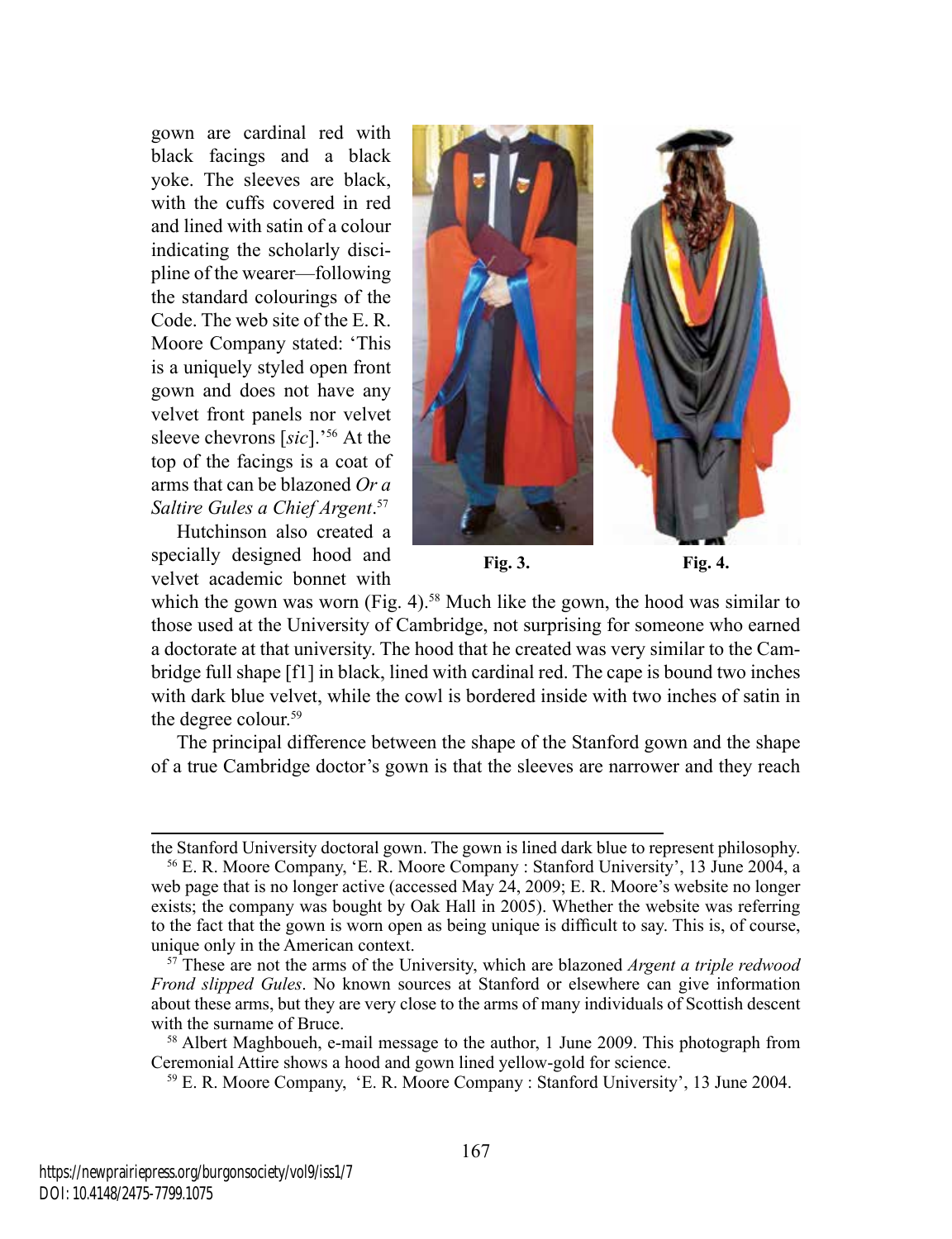gown are cardinal red with black facings and a black yoke. The sleeves are black, with the cuffs covered in red and lined with satin of a colour indicating the scholarly discipline of the wearer—following the standard colourings of the Code. The web site of the E. R. Moore Company stated: 'This is a uniquely styled open front gown and does not have any velvet front panels nor velvet sleeve chevrons [*sic*].'[56] At the top of the facings is a coat of arms that can be blazoned *Or a Saltire Gules a Chief Argent*.[57]

Hutchinson also created a specially designed hood and velvet academic bonnet with which the gown was worn (Fig. 4).[58] Much like the gown, the hood was similar to those used at the University of Cambridge, not surprising for someone who earned a doctorate at that university. The hood that he created was very similar to the Cambridge full shape [f1] in black, lined with cardinal red. The cape is bound two inches with dark blue velvet, while the cowl is bordered inside with two inches of satin in the degree colour.[59]

**Fig. 3.**

**Fig. 4.**

The principal difference between the shape of the Stanford gown and the shape of a true Cambridge doctor's gown is that the sleeves are narrower and they reach

---

the Stanford University doctoral gown. The gown is lined dark blue to represent philosophy.

[56] E. R. Moore Company, 'E. R. Moore Company : Stanford University', 13 June 2004, a web page that is no longer active (accessed May 24, 2009; E. R. Moore's website no longer exists; the company was bought by Oak Hall in 2005). Whether the website was referring to the fact that the gown is worn open as being unique is difficult to say. This is, of course, unique only in the American context.

[57] These are not the arms of the University, which are blazoned *Argent a triple redwood Frond slipped Gules*. No known sources at Stanford or elsewhere can give information about these arms, but they are very close to the arms of many individuals of Scottish descent with the surname of Bruce.

[58] Albert Maghboueh, e-mail message to the author, 1 June 2009. This photograph from Ceremonial Attire shows a hood and gown lined yellow-gold for science.

[59] E. R. Moore Company, 'E. R. Moore Company : Stanford University', 13 June 2004.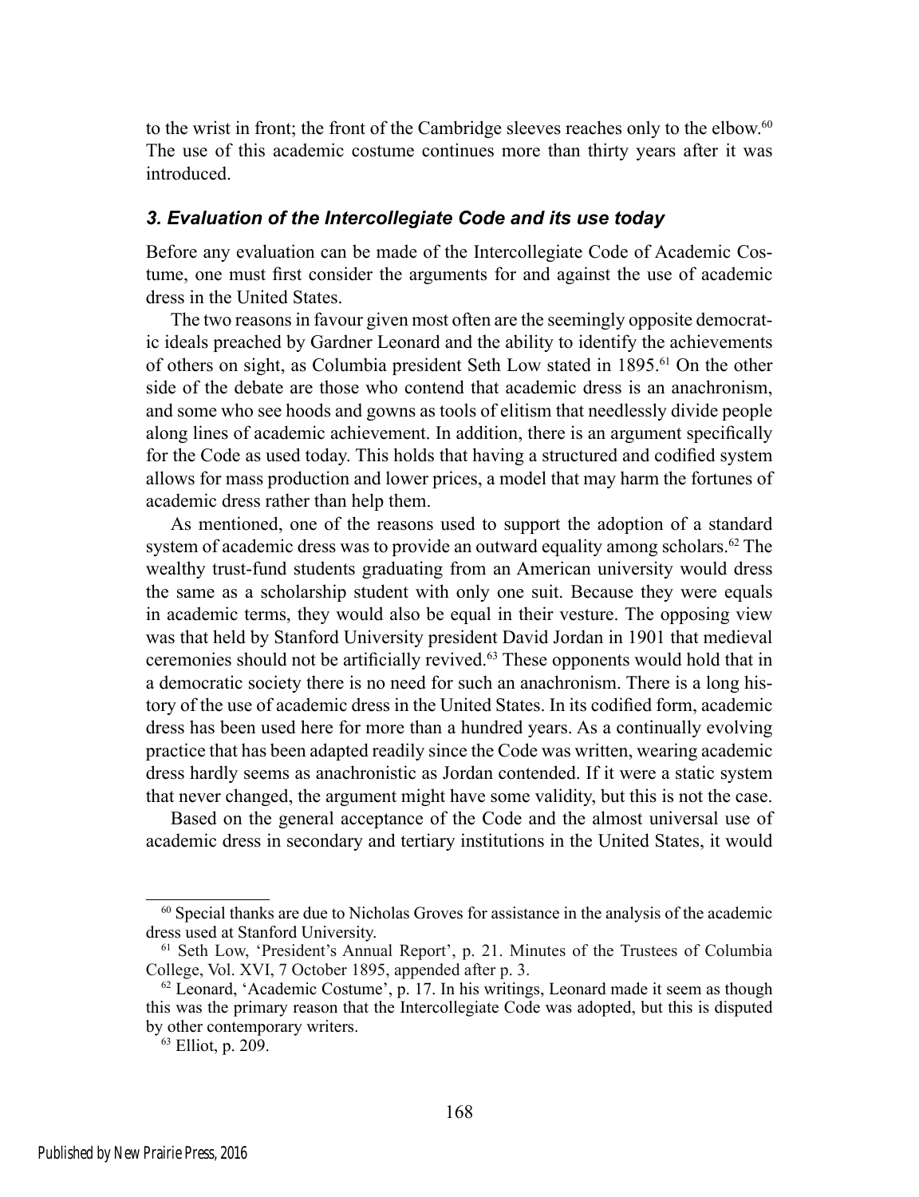to the wrist in front; the front of the Cambridge sleeves reaches only to the elbow.[60] The use of this academic costume continues more than thirty years after it was introduced.

### *3. Evaluation of the Intercollegiate Code and its use today*

Before any evaluation can be made of the Intercollegiate Code of Academic Costume, one must first consider the arguments for and against the use of academic dress in the United States.

The two reasons in favour given most often are the seemingly opposite democratic ideals preached by Gardner Leonard and the ability to identify the achievements of others on sight, as Columbia president Seth Low stated in 1895.[61] On the other side of the debate are those who contend that academic dress is an anachronism, and some who see hoods and gowns as tools of elitism that needlessly divide people along lines of academic achievement. In addition, there is an argument specifically for the Code as used today. This holds that having a structured and codified system allows for mass production and lower prices, a model that may harm the fortunes of academic dress rather than help them.

As mentioned, one of the reasons used to support the adoption of a standard system of academic dress was to provide an outward equality among scholars.[62] The wealthy trust-fund students graduating from an American university would dress the same as a scholarship student with only one suit. Because they were equals in academic terms, they would also be equal in their vesture. The opposing view was that held by Stanford University president David Jordan in 1901 that medieval ceremonies should not be artificially revived.[63] These opponents would hold that in a democratic society there is no need for such an anachronism. There is a long history of the use of academic dress in the United States. In its codified form, academic dress has been used here for more than a hundred years. As a continually evolving practice that has been adapted readily since the Code was written, wearing academic dress hardly seems as anachronistic as Jordan contended. If it were a static system that never changed, the argument might have some validity, but this is not the case.

Based on the general acceptance of the Code and the almost universal use of academic dress in secondary and tertiary institutions in the United States, it would

---

[60] Special thanks are due to Nicholas Groves for assistance in the analysis of the academic dress used at Stanford University.

[61] Seth Low, 'President's Annual Report', p. 21. Minutes of the Trustees of Columbia College, Vol. XVI, 7 October 1895, appended after p. 3.

[62] Leonard, 'Academic Costume', p. 17. In his writings, Leonard made it seem as though this was the primary reason that the Intercollegiate Code was adopted, but this is disputed by other contemporary writers.

[63] Elliot, p. 209.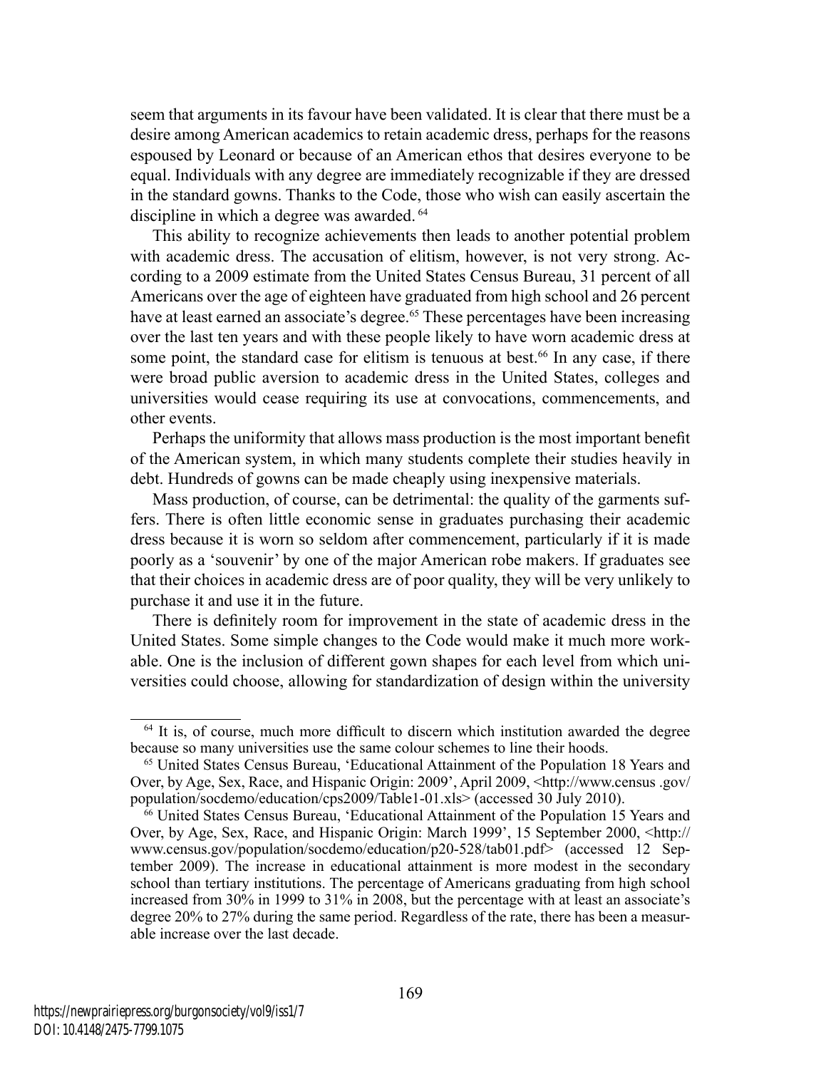seem that arguments in its favour have been validated. It is clear that there must be a desire among American academics to retain academic dress, perhaps for the reasons espoused by Leonard or because of an American ethos that desires everyone to be equal. Individuals with any degree are immediately recognizable if they are dressed in the standard gowns. Thanks to the Code, those who wish can easily ascertain the discipline in which a degree was awarded.[64]

This ability to recognize achievements then leads to another potential problem with academic dress. The accusation of elitism, however, is not very strong. According to a 2009 estimate from the United States Census Bureau, 31 percent of all Americans over the age of eighteen have graduated from high school and 26 percent have at least earned an associate's degree.[65] These percentages have been increasing over the last ten years and with these people likely to have worn academic dress at some point, the standard case for elitism is tenuous at best.[66] In any case, if there were broad public aversion to academic dress in the United States, colleges and universities would cease requiring its use at convocations, commencements, and other events.

Perhaps the uniformity that allows mass production is the most important benefit of the American system, in which many students complete their studies heavily in debt. Hundreds of gowns can be made cheaply using inexpensive materials.

Mass production, of course, can be detrimental: the quality of the garments suffers. There is often little economic sense in graduates purchasing their academic dress because it is worn so seldom after commencement, particularly if it is made poorly as a 'souvenir' by one of the major American robe makers. If graduates see that their choices in academic dress are of poor quality, they will be very unlikely to purchase it and use it in the future.

There is definitely room for improvement in the state of academic dress in the United States. Some simple changes to the Code would make it much more workable. One is the inclusion of different gown shapes for each level from which universities could choose, allowing for standardization of design within the university

---

[64] It is, of course, much more difficult to discern which institution awarded the degree because so many universities use the same colour schemes to line their hoods.

[65] United States Census Bureau, 'Educational Attainment of the Population 18 Years and Over, by Age, Sex, Race, and Hispanic Origin: 2009', April 2009, <http://www.census .gov/population/socdemo/education/cps2009/Table1-01.xls> (accessed 30 July 2010).

[66] United States Census Bureau, 'Educational Attainment of the Population 15 Years and Over, by Age, Sex, Race, and Hispanic Origin: March 1999', 15 September 2000, <http://www.census.gov/population/socdemo/education/p20-528/tab01.pdf> (accessed 12 September 2009). The increase in educational attainment is more modest in the secondary school than tertiary institutions. The percentage of Americans graduating from high school increased from 30% in 1999 to 31% in 2008, but the percentage with at least an associate's degree 20% to 27% during the same period. Regardless of the rate, there has been a measurable increase over the last decade.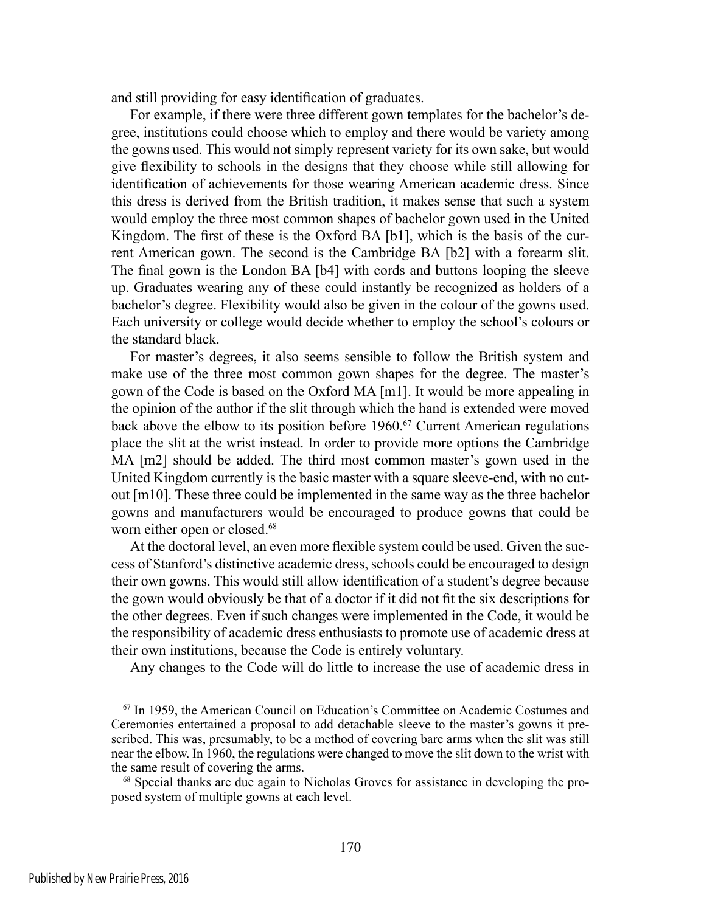and still providing for easy identification of graduates.

For example, if there were three different gown templates for the bachelor's degree, institutions could choose which to employ and there would be variety among the gowns used. This would not simply represent variety for its own sake, but would give flexibility to schools in the designs that they choose while still allowing for identification of achievements for those wearing American academic dress. Since this dress is derived from the British tradition, it makes sense that such a system would employ the three most common shapes of bachelor gown used in the United Kingdom. The first of these is the Oxford BA [b1], which is the basis of the current American gown. The second is the Cambridge BA [b2] with a forearm slit. The final gown is the London BA [b4] with cords and buttons looping the sleeve up. Graduates wearing any of these could instantly be recognized as holders of a bachelor's degree. Flexibility would also be given in the colour of the gowns used. Each university or college would decide whether to employ the school's colours or the standard black.

For master's degrees, it also seems sensible to follow the British system and make use of the three most common gown shapes for the degree. The master's gown of the Code is based on the Oxford MA [m1]. It would be more appealing in the opinion of the author if the slit through which the hand is extended were moved back above the elbow to its position before 1960.[67] Current American regulations place the slit at the wrist instead. In order to provide more options the Cambridge MA [m2] should be added. The third most common master's gown used in the United Kingdom currently is the basic master with a square sleeve-end, with no cut-out [m10]. These three could be implemented in the same way as the three bachelor gowns and manufacturers would be encouraged to produce gowns that could be worn either open or closed.[68]

At the doctoral level, an even more flexible system could be used. Given the success of Stanford's distinctive academic dress, schools could be encouraged to design their own gowns. This would still allow identification of a student's degree because the gown would obviously be that of a doctor if it did not fit the six descriptions for the other degrees. Even if such changes were implemented in the Code, it would be the responsibility of academic dress enthusiasts to promote use of academic dress at their own institutions, because the Code is entirely voluntary.

Any changes to the Code will do little to increase the use of academic dress in

---

[67] In 1959, the American Council on Education's Committee on Academic Costumes and Ceremonies entertained a proposal to add detachable sleeve to the master's gowns it prescribed. This was, presumably, to be a method of covering bare arms when the slit was still near the elbow. In 1960, the regulations were changed to move the slit down to the wrist with the same result of covering the arms.

[68] Special thanks are due again to Nicholas Groves for assistance in developing the proposed system of multiple gowns at each level.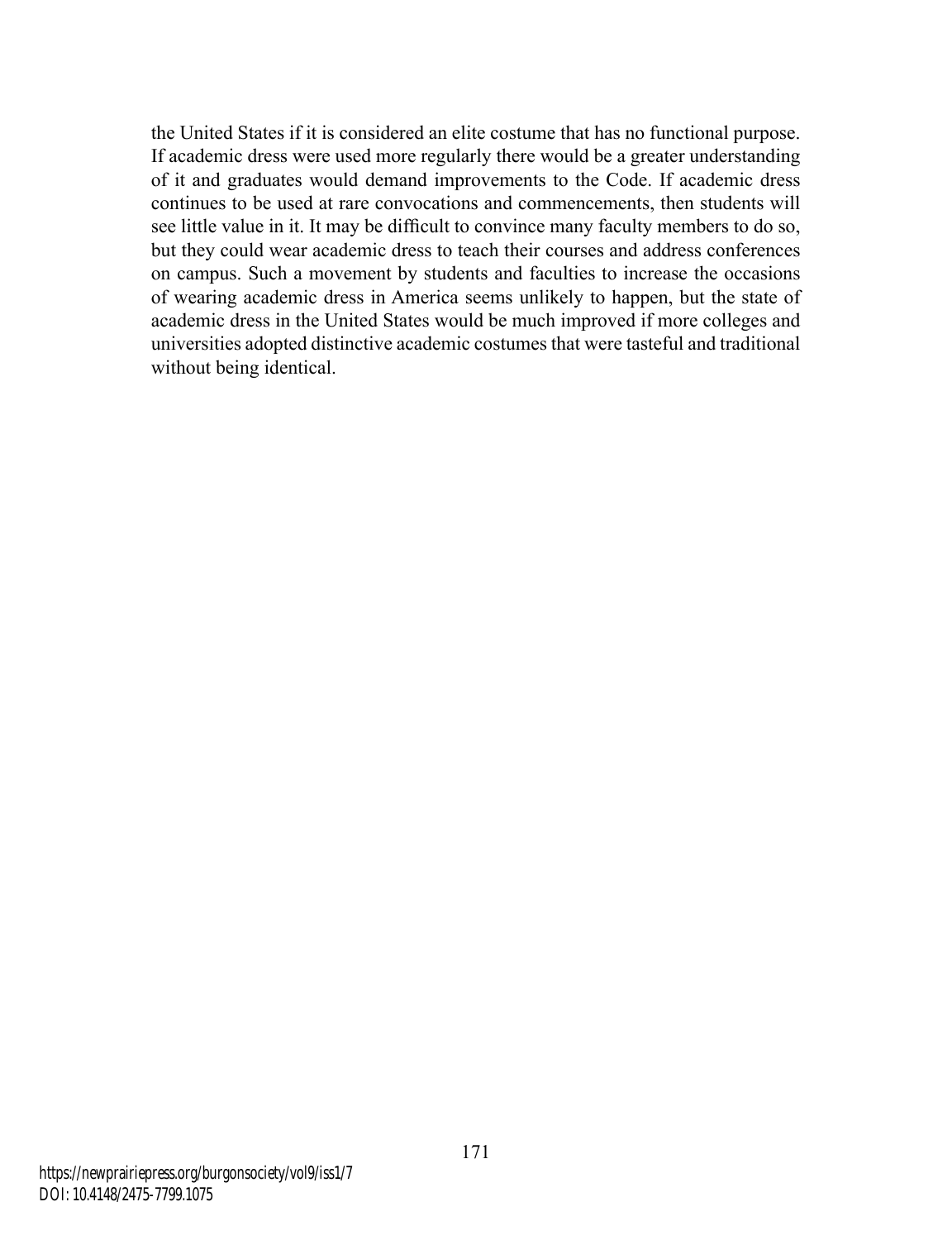the United States if it is considered an elite costume that has no functional purpose. If academic dress were used more regularly there would be a greater understanding of it and graduates would demand improvements to the Code. If academic dress continues to be used at rare convocations and commencements, then students will see little value in it. It may be difficult to convince many faculty members to do so, but they could wear academic dress to teach their courses and address conferences on campus. Such a movement by students and faculties to increase the occasions of wearing academic dress in America seems unlikely to happen, but the state of academic dress in the United States would be much improved if more colleges and universities adopted distinctive academic costumes that were tasteful and traditional without being identical.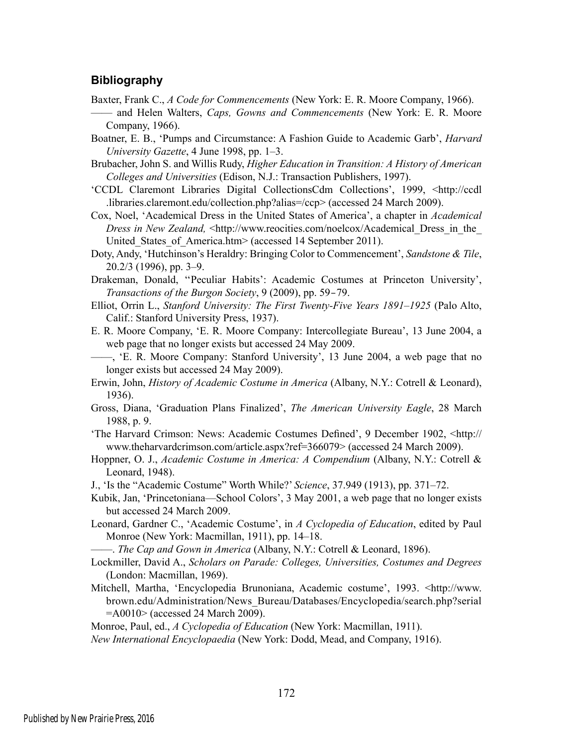## Bibliography

Baxter, Frank C., *A Code for Commencements* (New York: E. R. Moore Company, 1966).

—— and Helen Walters, *Caps, Gowns and Commencements* (New York: E. R. Moore Company, 1966).

Boatner, E. B., 'Pumps and Circumstance: A Fashion Guide to Academic Garb', *Harvard University Gazette*, 4 June 1998, pp. 1–3.

Brubacher, John S. and Willis Rudy, *Higher Education in Transition: A History of American Colleges and Universities* (Edison, N.J.: Transaction Publishers, 1997).

'CCDL Claremont Libraries Digital CollectionsCdm Collections', 1999, <http://ccdl.libraries.claremont.edu/collection.php?alias=/ccp> (accessed 24 March 2009).

Cox, Noel, 'Academical Dress in the United States of America', a chapter in *Academical Dress in New Zealand,* <http://www.reocities.com/noelcox/Academical_Dress_in_the_United_States_of_America.htm> (accessed 14 September 2011).

Doty, Andy, 'Hutchinson's Heraldry: Bringing Color to Commencement', *Sandstone & Tile*, 20.2/3 (1996), pp. 3–9.

Drakeman, Donald, ''Peculiar Habits': Academic Costumes at Princeton University', *Transactions of the Burgon Society*, 9 (2009), pp. 59–79.

Elliot, Orrin L., *Stanford University: The First Twenty-Five Years 1891–1925* (Palo Alto, Calif.: Stanford University Press, 1937).

E. R. Moore Company, 'E. R. Moore Company: Intercollegiate Bureau', 13 June 2004, a web page that no longer exists but accessed 24 May 2009.

——, 'E. R. Moore Company: Stanford University', 13 June 2004, a web page that no longer exists but accessed 24 May 2009).

Erwin, John, *History of Academic Costume in America* (Albany, N.Y.: Cotrell & Leonard), 1936).

Gross, Diana, 'Graduation Plans Finalized', *The American University Eagle*, 28 March 1988, p. 9.

'The Harvard Crimson: News: Academic Costumes Defined', 9 December 1902, <http://www.theharvardcrimson.com/article.aspx?ref=366079> (accessed 24 March 2009).

Hoppner, O. J., *Academic Costume in America: A Compendium* (Albany, N.Y.: Cotrell & Leonard, 1948).

J., 'Is the "Academic Costume" Worth While?' *Science*, 37.949 (1913), pp. 371–72.

Kubik, Jan, 'Princetoniana—School Colors', 3 May 2001, a web page that no longer exists but accessed 24 March 2009.

Leonard, Gardner C., 'Academic Costume', in *A Cyclopedia of Education*, edited by Paul Monroe (New York: Macmillan, 1911), pp. 14–18.

——. *The Cap and Gown in America* (Albany, N.Y.: Cotrell & Leonard, 1896).

Lockmiller, David A., *Scholars on Parade: Colleges, Universities, Costumes and Degrees* (London: Macmillan, 1969).

Mitchell, Martha, 'Encyclopedia Brunoniana, Academic costume', 1993. <http://www.brown.edu/Administration/News_Bureau/Databases/Encyclopedia/search.php?serial=A0010> (accessed 24 March 2009).

Monroe, Paul, ed., *A Cyclopedia of Education* (New York: Macmillan, 1911).

*New International Encyclopaedia* (New York: Dodd, Mead, and Company, 1916).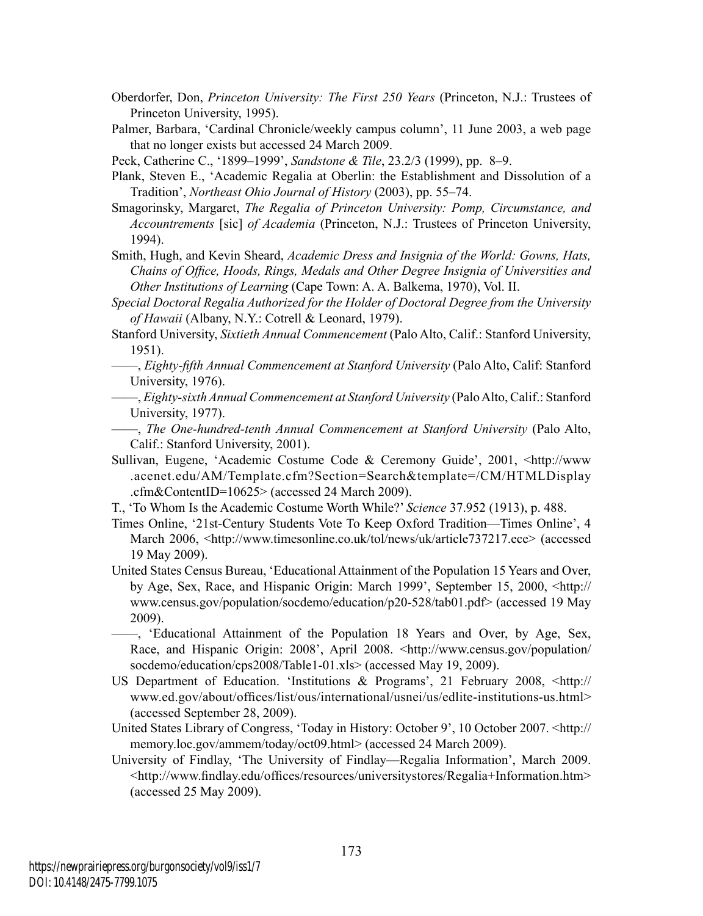Oberdorfer, Don, *Princeton University: The First 250 Years* (Princeton, N.J.: Trustees of Princeton University, 1995).

Palmer, Barbara, 'Cardinal Chronicle/weekly campus column', 11 June 2003, a web page that no longer exists but accessed 24 March 2009.

Peck, Catherine C., '1899–1999', *Sandstone & Tile*, 23.2/3 (1999), pp. 8–9.

Plank, Steven E., 'Academic Regalia at Oberlin: the Establishment and Dissolution of a Tradition', *Northeast Ohio Journal of History* (2003), pp. 55–74.

Smagorinsky, Margaret, *The Regalia of Princeton University: Pomp, Circumstance, and Accountrements* [sic] *of Academia* (Princeton, N.J.: Trustees of Princeton University, 1994).

Smith, Hugh, and Kevin Sheard, *Academic Dress and Insignia of the World: Gowns, Hats, Chains of Office, Hoods, Rings, Medals and Other Degree Insignia of Universities and Other Institutions of Learning* (Cape Town: A. A. Balkema, 1970), Vol. II.

*Special Doctoral Regalia Authorized for the Holder of Doctoral Degree from the University of Hawaii* (Albany, N.Y.: Cotrell & Leonard, 1979).

Stanford University, *Sixtieth Annual Commencement* (Palo Alto, Calif.: Stanford University, 1951).

——, *Eighty-fifth Annual Commencement at Stanford University* (Palo Alto, Calif: Stanford University, 1976).

——, *Eighty-sixth Annual Commencement at Stanford University* (Palo Alto, Calif.: Stanford University, 1977).

——, *The One-hundred-tenth Annual Commencement at Stanford University* (Palo Alto, Calif.: Stanford University, 2001).

Sullivan, Eugene, 'Academic Costume Code & Ceremony Guide', 2001, <http://www.acenet.edu/AM/Template.cfm?Section=Search&template=/CM/HTMLDisplay.cfm&ContentID=10625> (accessed 24 March 2009).

T., 'To Whom Is the Academic Costume Worth While?' *Science* 37.952 (1913), p. 488.

Times Online, '21st-Century Students Vote To Keep Oxford Tradition—Times Online', 4 March 2006, <http://www.timesonline.co.uk/tol/news/uk/article737217.ece> (accessed 19 May 2009).

United States Census Bureau, 'Educational Attainment of the Population 15 Years and Over, by Age, Sex, Race, and Hispanic Origin: March 1999', September 15, 2000, <http://www.census.gov/population/socdemo/education/p20-528/tab01.pdf> (accessed 19 May 2009).

——, 'Educational Attainment of the Population 18 Years and Over, by Age, Sex, Race, and Hispanic Origin: 2008', April 2008. <http://www.census.gov/population/socdemo/education/cps2008/Table1-01.xls> (accessed May 19, 2009).

US Department of Education. 'Institutions & Programs', 21 February 2008, <http://www.ed.gov/about/offices/list/ous/international/usnei/us/edlite-institutions-us.html> (accessed September 28, 2009).

United States Library of Congress, 'Today in History: October 9', 10 October 2007. <http://memory.loc.gov/ammem/today/oct09.html> (accessed 24 March 2009).

University of Findlay, 'The University of Findlay—Regalia Information', March 2009. <http://www.findlay.edu/offices/resources/universitystores/Regalia+Information.htm> (accessed 25 May 2009).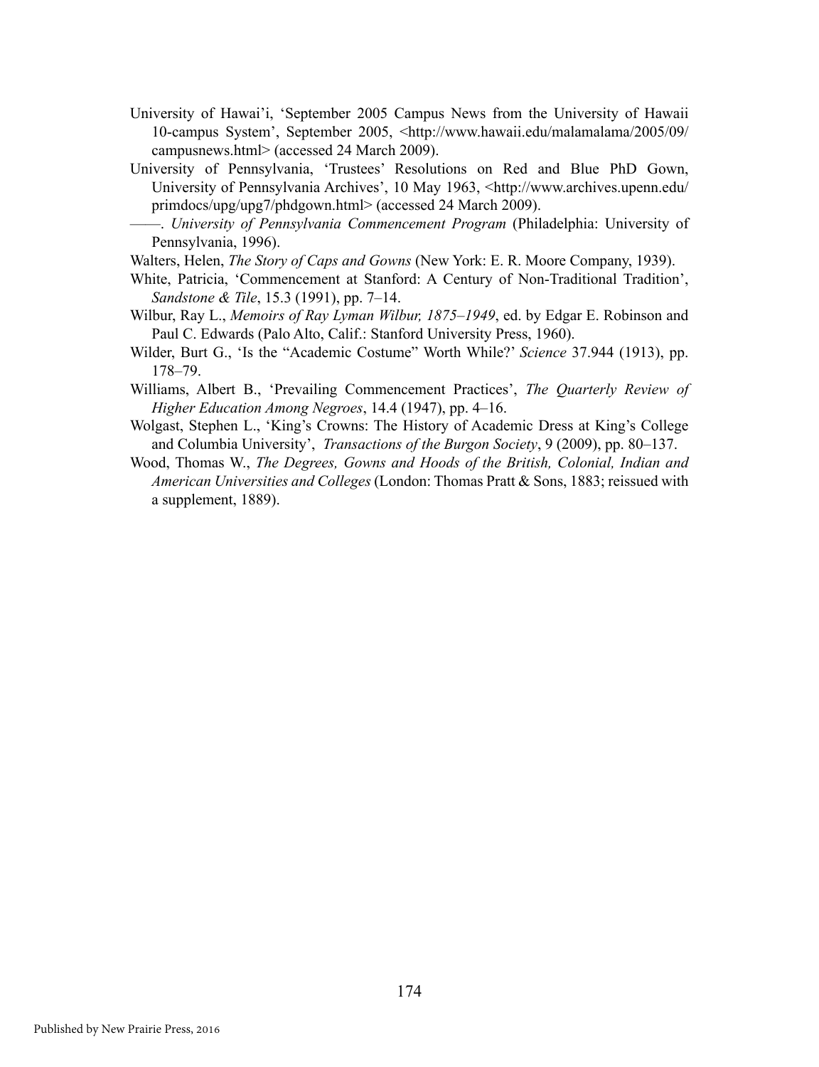University of Hawai'i, 'September 2005 Campus News from the University of Hawaii 10-campus System', September 2005, <http://www.hawaii.edu/malamalama/2005/09/campusnews.html> (accessed 24 March 2009).

University of Pennsylvania, 'Trustees' Resolutions on Red and Blue PhD Gown, University of Pennsylvania Archives', 10 May 1963, <http://www.archives.upenn.edu/primdocs/upg/upg7/phdgown.html> (accessed 24 March 2009).

——. *University of Pennsylvania Commencement Program* (Philadelphia: University of Pennsylvania, 1996).

Walters, Helen, *The Story of Caps and Gowns* (New York: E. R. Moore Company, 1939).

White, Patricia, 'Commencement at Stanford: A Century of Non-Traditional Tradition', *Sandstone & Tile*, 15.3 (1991), pp. 7–14.

Wilbur, Ray L., *Memoirs of Ray Lyman Wilbur, 1875–1949*, ed. by Edgar E. Robinson and Paul C. Edwards (Palo Alto, Calif.: Stanford University Press, 1960).

Wilder, Burt G., 'Is the "Academic Costume" Worth While?' *Science* 37.944 (1913), pp. 178–79.

Williams, Albert B., 'Prevailing Commencement Practices', *The Quarterly Review of Higher Education Among Negroes*, 14.4 (1947), pp. 4–16.

Wolgast, Stephen L., 'King's Crowns: The History of Academic Dress at King's College and Columbia University', *Transactions of the Burgon Society*, 9 (2009), pp. 80–137.

Wood, Thomas W., *The Degrees, Gowns and Hoods of the British, Colonial, Indian and American Universities and Colleges* (London: Thomas Pratt & Sons, 1883; reissued with a supplement, 1889).